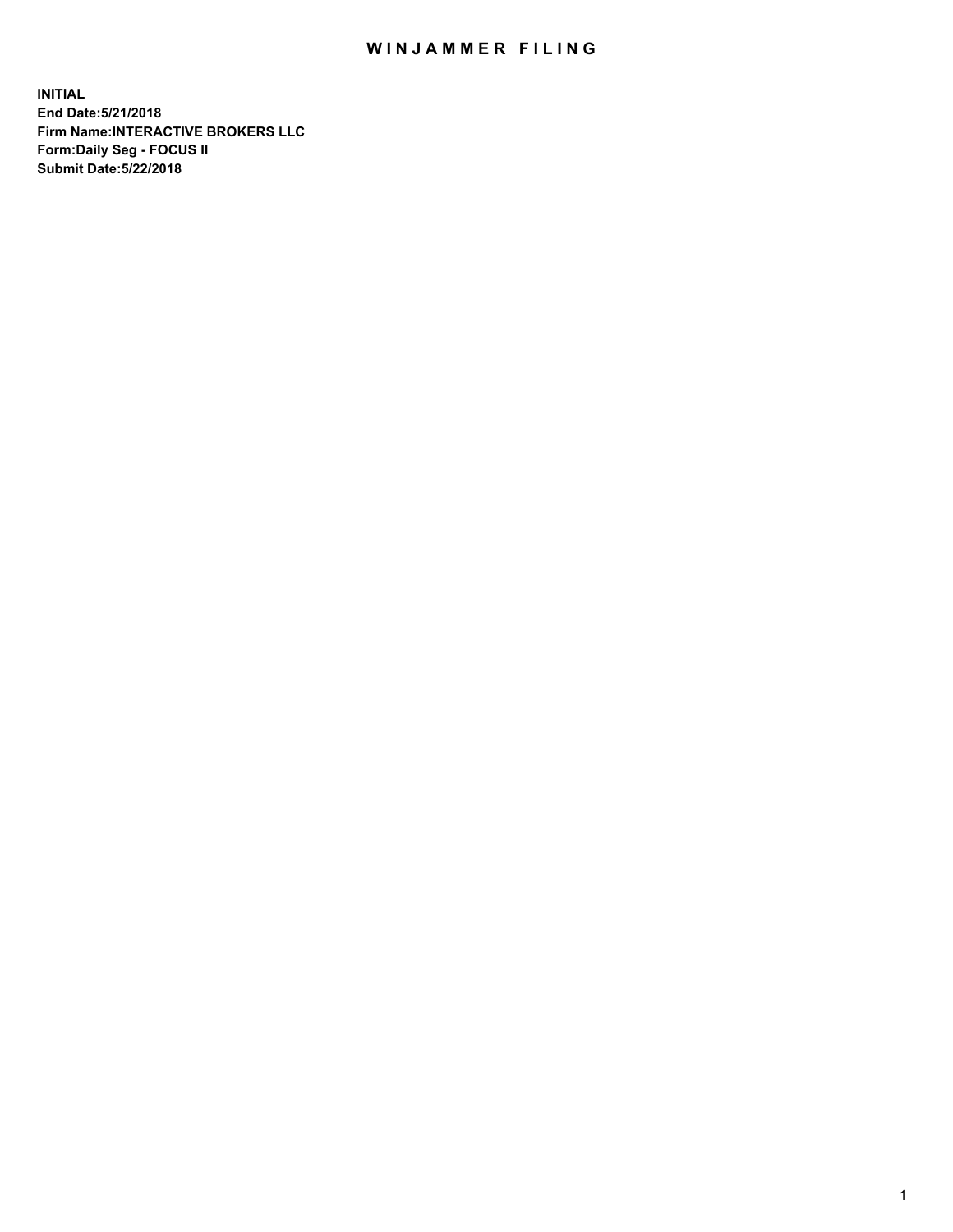# WINJAMMER FILING

**INITIAL**
**End Date:5/21/2018**
**Firm Name:INTERACTIVE BROKERS LLC**
**Form:Daily Seg - FOCUS II**
**Submit Date:5/22/2018**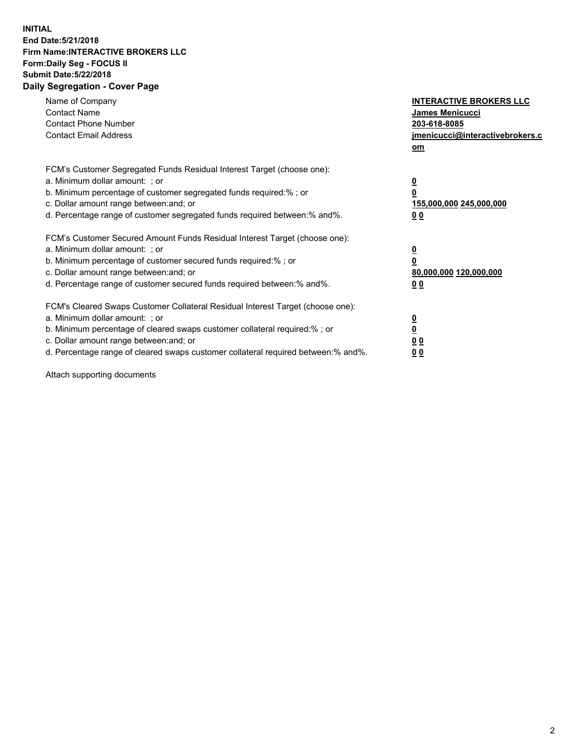**INITIAL**
**End Date:5/21/2018**
**Firm Name:INTERACTIVE BROKERS LLC**
**Form:Daily Seg - FOCUS II**
**Submit Date:5/22/2018**
**Daily Segregation - Cover Page**

| | |
|---|---|
| Name of Company | **INTERACTIVE BROKERS LLC** |
| Contact Name | **James Menicucci** |
| Contact Phone Number | **203-618-8085** |
| Contact Email Address | **jmenicucci@interactivebrokers.com** |

FCM's Customer Segregated Funds Residual Interest Target (choose one):

| | |
|---|---|
| a. Minimum dollar amount: ; or | **0** |
| b. Minimum percentage of customer segregated funds required:% ; or | **0** |
| c. Dollar amount range between:and; or | **155,000,000 245,000,000** |
| d. Percentage range of customer segregated funds required between:% and%. | **0 0** |

FCM's Customer Secured Amount Funds Residual Interest Target (choose one):

| | |
|---|---|
| a. Minimum dollar amount: ; or | **0** |
| b. Minimum percentage of customer secured funds required:% ; or | **0** |
| c. Dollar amount range between:and; or | **80,000,000 120,000,000** |
| d. Percentage range of customer secured funds required between:% and%. | **0 0** |

FCM's Cleared Swaps Customer Collateral Residual Interest Target (choose one):

| | |
|---|---|
| a. Minimum dollar amount: ; or | **0** |
| b. Minimum percentage of cleared swaps customer collateral required:% ; or | **0** |
| c. Dollar amount range between:and; or | **0 0** |
| d. Percentage range of cleared swaps customer collateral required between:% and%. | **0 0** |

Attach supporting documents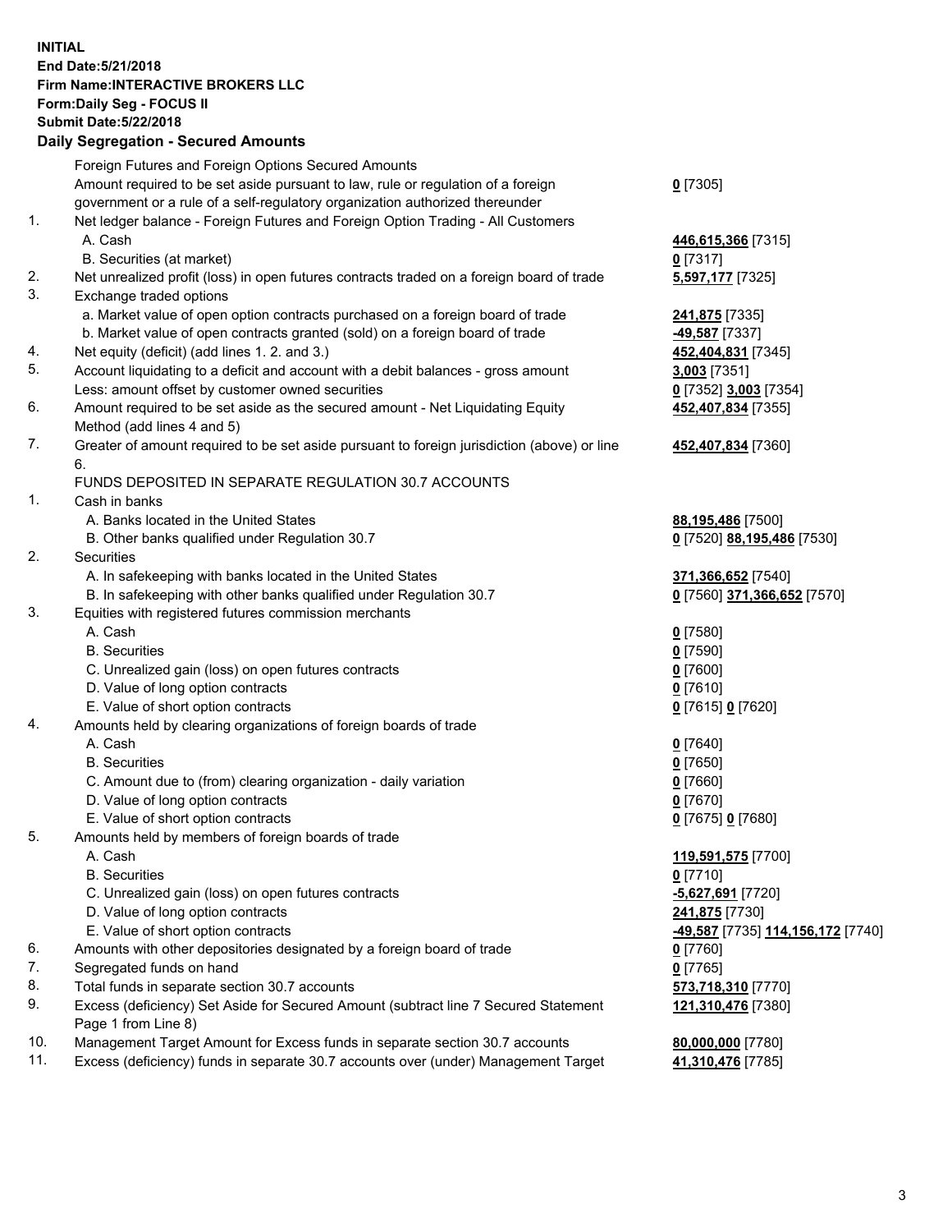**INITIAL**
**End Date:5/21/2018**
**Firm Name:INTERACTIVE BROKERS LLC**
**Form:Daily Seg - FOCUS II**
**Submit Date:5/22/2018**

## Daily Segregation - Secured Amounts

| | | |
|---|---|---|
| | Foreign Futures and Foreign Options Secured Amounts | |
| | Amount required to be set aside pursuant to law, rule or regulation of a foreign government or a rule of a self-regulatory organization authorized thereunder | **0** [7305] |
| 1. | Net ledger balance - Foreign Futures and Foreign Option Trading - All Customers | |
| | A. Cash | **446,615,366** [7315] |
| | B. Securities (at market) | **0** [7317] |
| 2. | Net unrealized profit (loss) in open futures contracts traded on a foreign board of trade | **5,597,177** [7325] |
| 3. | Exchange traded options | |
| | a. Market value of open option contracts purchased on a foreign board of trade | **241,875** [7335] |
| | b. Market value of open contracts granted (sold) on a foreign board of trade | **-49,587** [7337] |
| 4. | Net equity (deficit) (add lines 1. 2. and 3.) | **452,404,831** [7345] |
| 5. | Account liquidating to a deficit and account with a debit balances - gross amount | **3,003** [7351] |
| | Less: amount offset by customer owned securities | **0** [7352] **3,003** [7354] |
| 6. | Amount required to be set aside as the secured amount - Net Liquidating Equity Method (add lines 4 and 5) | **452,407,834** [7355] |
| 7. | Greater of amount required to be set aside pursuant to foreign jurisdiction (above) or line 6. | **452,407,834** [7360] |
| | FUNDS DEPOSITED IN SEPARATE REGULATION 30.7 ACCOUNTS | |
| 1. | Cash in banks | |
| | A. Banks located in the United States | **88,195,486** [7500] |
| | B. Other banks qualified under Regulation 30.7 | **0** [7520] **88,195,486** [7530] |
| 2. | Securities | |
| | A. In safekeeping with banks located in the United States | **371,366,652** [7540] |
| | B. In safekeeping with other banks qualified under Regulation 30.7 | **0** [7560] **371,366,652** [7570] |
| 3. | Equities with registered futures commission merchants | |
| | A. Cash | **0** [7580] |
| | B. Securities | **0** [7590] |
| | C. Unrealized gain (loss) on open futures contracts | **0** [7600] |
| | D. Value of long option contracts | **0** [7610] |
| | E. Value of short option contracts | **0** [7615] **0** [7620] |
| 4. | Amounts held by clearing organizations of foreign boards of trade | |
| | A. Cash | **0** [7640] |
| | B. Securities | **0** [7650] |
| | C. Amount due to (from) clearing organization - daily variation | **0** [7660] |
| | D. Value of long option contracts | **0** [7670] |
| | E. Value of short option contracts | **0** [7675] **0** [7680] |
| 5. | Amounts held by members of foreign boards of trade | |
| | A. Cash | **119,591,575** [7700] |
| | B. Securities | **0** [7710] |
| | C. Unrealized gain (loss) on open futures contracts | **-5,627,691** [7720] |
| | D. Value of long option contracts | **241,875** [7730] |
| | E. Value of short option contracts | **-49,587** [7735] **114,156,172** [7740] |
| 6. | Amounts with other depositories designated by a foreign board of trade | **0** [7760] |
| 7. | Segregated funds on hand | **0** [7765] |
| 8. | Total funds in separate section 30.7 accounts | **573,718,310** [7770] |
| 9. | Excess (deficiency) Set Aside for Secured Amount (subtract line 7 Secured Statement Page 1 from Line 8) | **121,310,476** [7380] |
| 10. | Management Target Amount for Excess funds in separate section 30.7 accounts | **80,000,000** [7780] |
| 11. | Excess (deficiency) funds in separate 30.7 accounts over (under) Management Target | **41,310,476** [7785] |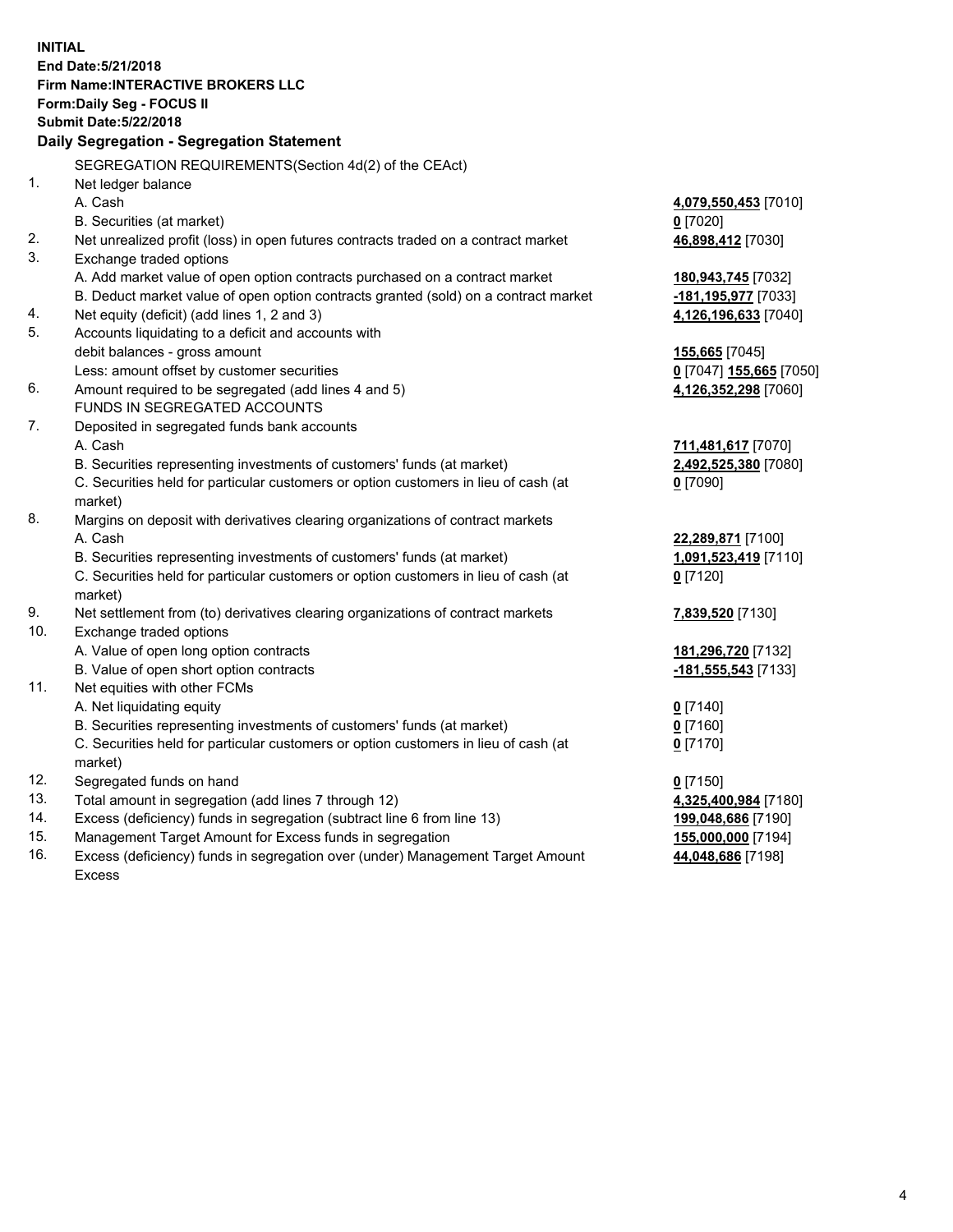**INITIAL**
**End Date:5/21/2018**
**Firm Name:INTERACTIVE BROKERS LLC**
**Form:Daily Seg - FOCUS II**
**Submit Date:5/22/2018**

### Daily Segregation - Segregation Statement

SEGREGATION REQUIREMENTS(Section 4d(2) of the CEAct)

| | | |
|---|---|---|
| 1. | Net ledger balance | |
| | A. Cash | **4,079,550,453** [7010] |
| | B. Securities (at market) | **0** [7020] |
| 2. | Net unrealized profit (loss) in open futures contracts traded on a contract market | **46,898,412** [7030] |
| 3. | Exchange traded options | |
| | A. Add market value of open option contracts purchased on a contract market | **180,943,745** [7032] |
| | B. Deduct market value of open option contracts granted (sold) on a contract market | **-181,195,977** [7033] |
| 4. | Net equity (deficit) (add lines 1, 2 and 3) | **4,126,196,633** [7040] |
| 5. | Accounts liquidating to a deficit and accounts with | |
| | debit balances - gross amount | **155,665** [7045] |
| | Less: amount offset by customer securities | **0** [7047] **155,665** [7050] |
| 6. | Amount required to be segregated (add lines 4 and 5) | **4,126,352,298** [7060] |
| | FUNDS IN SEGREGATED ACCOUNTS | |
| 7. | Deposited in segregated funds bank accounts | |
| | A. Cash | **711,481,617** [7070] |
| | B. Securities representing investments of customers' funds (at market) | **2,492,525,380** [7080] |
| | C. Securities held for particular customers or option customers in lieu of cash (at market) | **0** [7090] |
| 8. | Margins on deposit with derivatives clearing organizations of contract markets | |
| | A. Cash | **22,289,871** [7100] |
| | B. Securities representing investments of customers' funds (at market) | **1,091,523,419** [7110] |
| | C. Securities held for particular customers or option customers in lieu of cash (at market) | **0** [7120] |
| 9. | Net settlement from (to) derivatives clearing organizations of contract markets | **7,839,520** [7130] |
| 10. | Exchange traded options | |
| | A. Value of open long option contracts | **181,296,720** [7132] |
| | B. Value of open short option contracts | **-181,555,543** [7133] |
| 11. | Net equities with other FCMs | |
| | A. Net liquidating equity | **0** [7140] |
| | B. Securities representing investments of customers' funds (at market) | **0** [7160] |
| | C. Securities held for particular customers or option customers in lieu of cash (at market) | **0** [7170] |
| 12. | Segregated funds on hand | **0** [7150] |
| 13. | Total amount in segregation (add lines 7 through 12) | **4,325,400,984** [7180] |
| 14. | Excess (deficiency) funds in segregation (subtract line 6 from line 13) | **199,048,686** [7190] |
| 15. | Management Target Amount for Excess funds in segregation | **155,000,000** [7194] |
| 16. | Excess (deficiency) funds in segregation over (under) Management Target Amount Excess | **44,048,686** [7198] |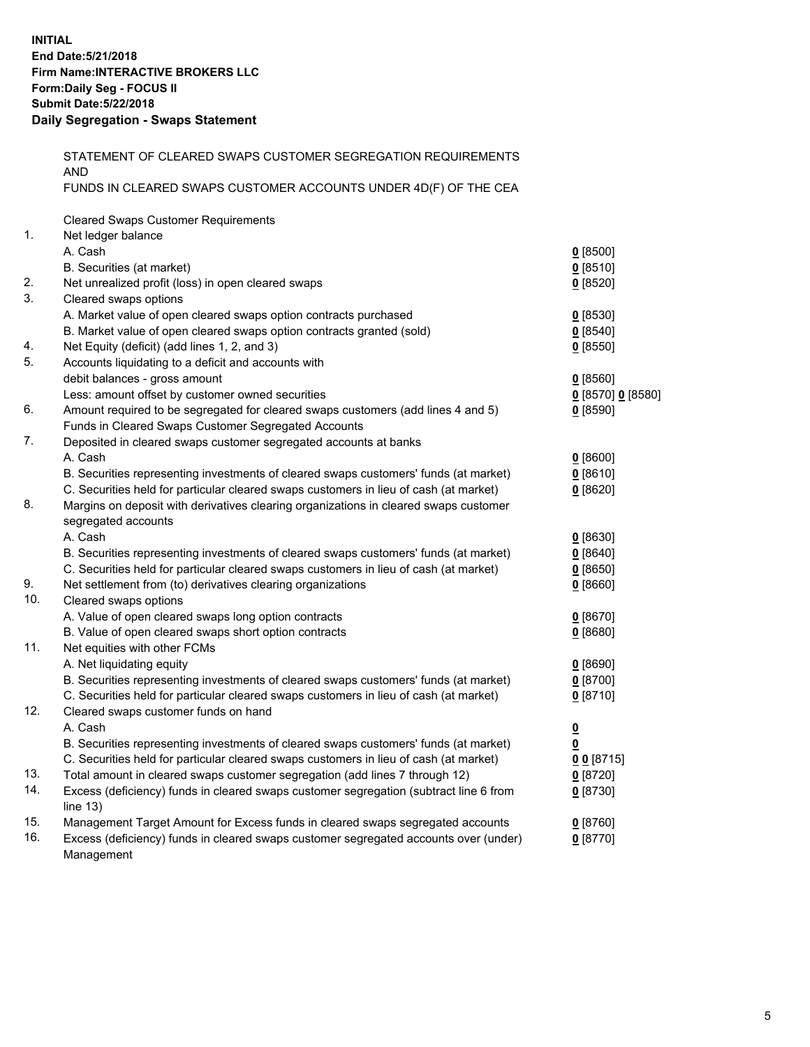**INITIAL**
**End Date:5/21/2018**
**Firm Name:INTERACTIVE BROKERS LLC**
**Form:Daily Seg - FOCUS II**
**Submit Date:5/22/2018**
**Daily Segregation - Swaps Statement**

STATEMENT OF CLEARED SWAPS CUSTOMER SEGREGATION REQUIREMENTS AND FUNDS IN CLEARED SWAPS CUSTOMER ACCOUNTS UNDER 4D(F) OF THE CEA

| | | |
|---|---|---|
| | Cleared Swaps Customer Requirements | |
| 1. | Net ledger balance | |
| | A. Cash | 0 [8500] |
| | B. Securities (at market) | 0 [8510] |
| 2. | Net unrealized profit (loss) in open cleared swaps | 0 [8520] |
| 3. | Cleared swaps options | |
| | A. Market value of open cleared swaps option contracts purchased | 0 [8530] |
| | B. Market value of open cleared swaps option contracts granted (sold) | 0 [8540] |
| 4. | Net Equity (deficit) (add lines 1, 2, and 3) | 0 [8550] |
| 5. | Accounts liquidating to a deficit and accounts with debit balances - gross amount | 0 [8560] |
| | Less: amount offset by customer owned securities | 0 [8570] 0 [8580] |
| 6. | Amount required to be segregated for cleared swaps customers (add lines 4 and 5) | 0 [8590] |
| | Funds in Cleared Swaps Customer Segregated Accounts | |
| 7. | Deposited in cleared swaps customer segregated accounts at banks | |
| | A. Cash | 0 [8600] |
| | B. Securities representing investments of cleared swaps customers' funds (at market) | 0 [8610] |
| | C. Securities held for particular cleared swaps customers in lieu of cash (at market) | 0 [8620] |
| 8. | Margins on deposit with derivatives clearing organizations in cleared swaps customer segregated accounts | |
| | A. Cash | 0 [8630] |
| | B. Securities representing investments of cleared swaps customers' funds (at market) | 0 [8640] |
| | C. Securities held for particular cleared swaps customers in lieu of cash (at market) | 0 [8650] |
| 9. | Net settlement from (to) derivatives clearing organizations | 0 [8660] |
| 10. | Cleared swaps options | |
| | A. Value of open cleared swaps long option contracts | 0 [8670] |
| | B. Value of open cleared swaps short option contracts | 0 [8680] |
| 11. | Net equities with other FCMs | |
| | A. Net liquidating equity | 0 [8690] |
| | B. Securities representing investments of cleared swaps customers' funds (at market) | 0 [8700] |
| | C. Securities held for particular cleared swaps customers in lieu of cash (at market) | 0 [8710] |
| 12. | Cleared swaps customer funds on hand | |
| | A. Cash | 0 |
| | B. Securities representing investments of cleared swaps customers' funds (at market) | 0 |
| | C. Securities held for particular cleared swaps customers in lieu of cash (at market) | 0 0 [8715] |
| 13. | Total amount in cleared swaps customer segregation (add lines 7 through 12) | 0 [8720] |
| 14. | Excess (deficiency) funds in cleared swaps customer segregation (subtract line 6 from line 13) | 0 [8730] |
| 15. | Management Target Amount for Excess funds in cleared swaps segregated accounts | 0 [8760] |
| 16. | Excess (deficiency) funds in cleared swaps customer segregated accounts over (under) Management | 0 [8770] |